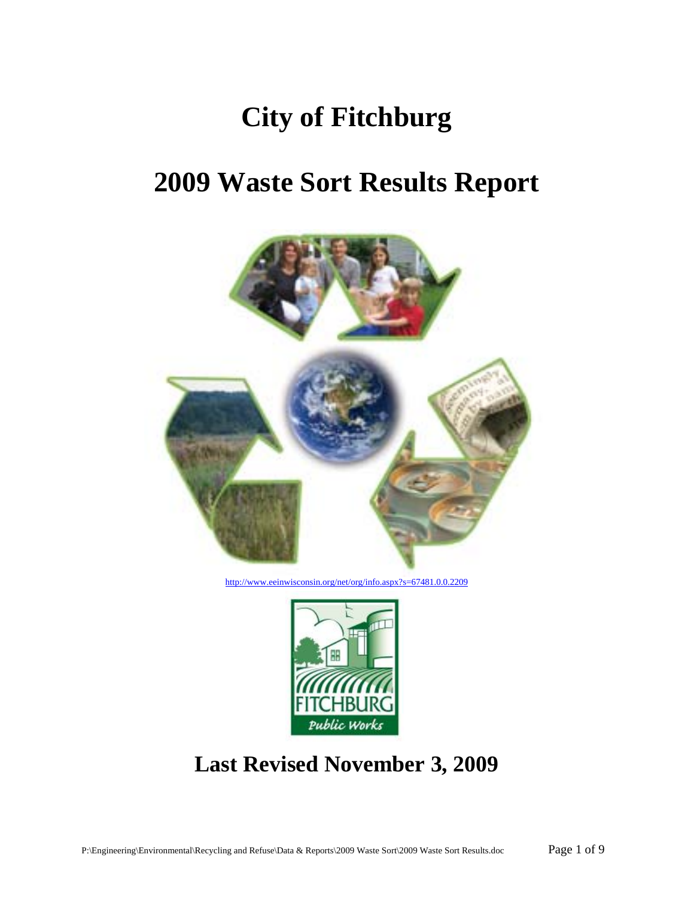# City of Fitchburg

# 2009 Waste Sort Results Report

http://www.eeinwisconsin.org/net/org/info.aspx?s=67481.0.0.2209

## Last Revised November 3, 2009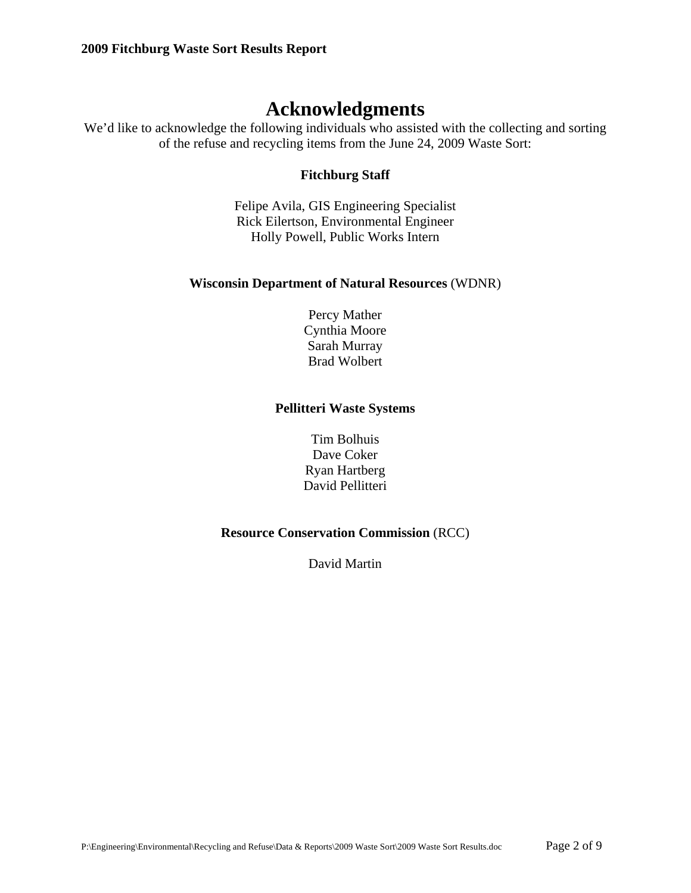# Acknowledgments

We'd like to acknowledge the following individuals who assisted with the collecting and sorting of the refuse and recycling items from the June 24, 2009 Waste Sort:

**Fitchburg Staff**

Felipe Avila, GIS Engineering Specialist
Rick Eilertson, Environmental Engineer
Holly Powell, Public Works Intern

**Wisconsin Department of Natural Resources** (WDNR)

Percy Mather
Cynthia Moore
Sarah Murray
Brad Wolbert

**Pellitteri Waste Systems**

Tim Bolhuis
Dave Coker
Ryan Hartberg
David Pellitteri

**Resource Conservation Commission** (RCC)

David Martin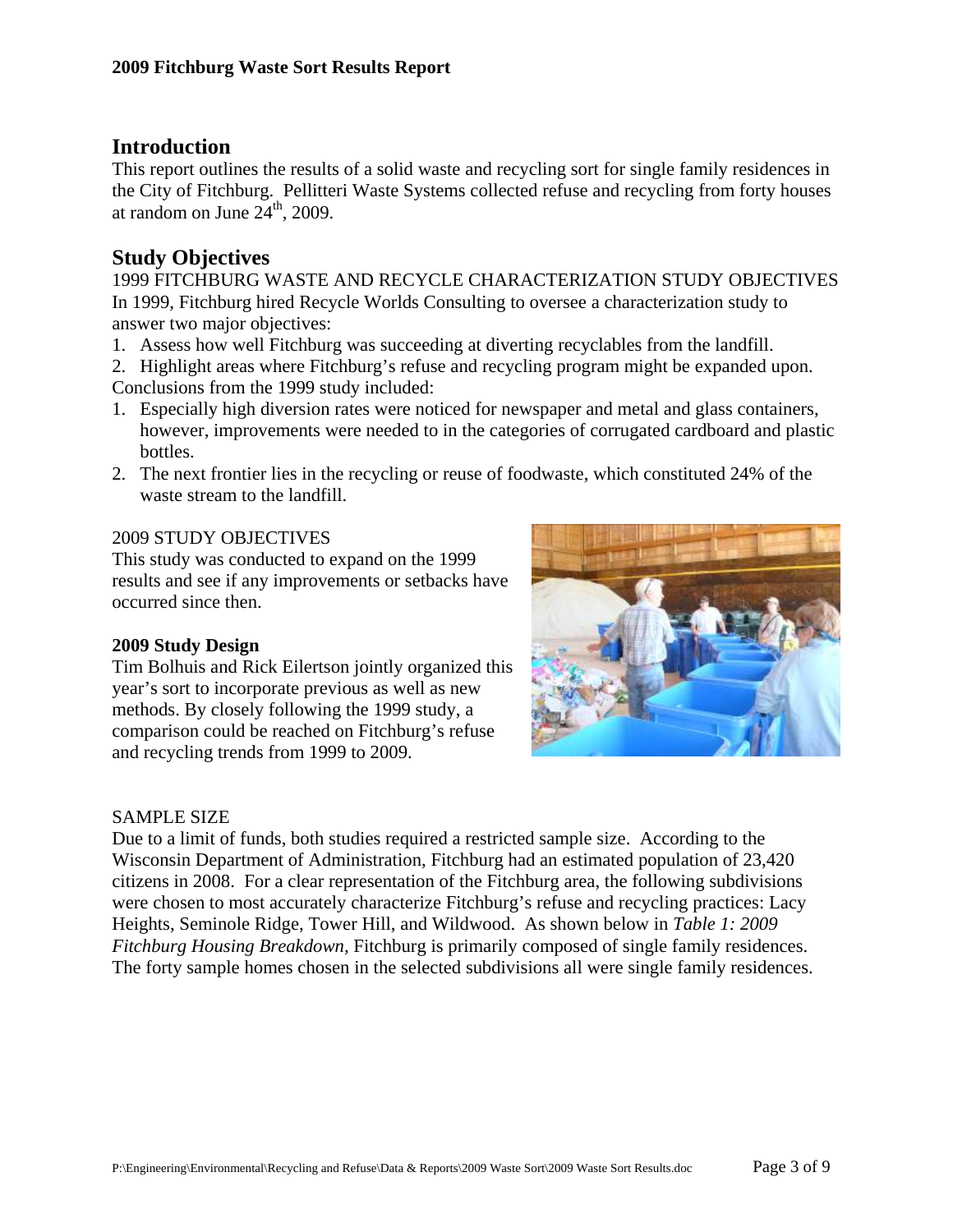## Introduction

This report outlines the results of a solid waste and recycling sort for single family residences in the City of Fitchburg. Pellitteri Waste Systems collected refuse and recycling from forty houses at random on June 24th, 2009.

## Study Objectives

1999 FITCHBURG WASTE AND RECYCLE CHARACTERIZATION STUDY OBJECTIVES

In 1999, Fitchburg hired Recycle Worlds Consulting to oversee a characterization study to answer two major objectives:

1. Assess how well Fitchburg was succeeding at diverting recyclables from the landfill.
2. Highlight areas where Fitchburg's refuse and recycling program might be expanded upon.

Conclusions from the 1999 study included:

1. Especially high diversion rates were noticed for newspaper and metal and glass containers, however, improvements were needed to in the categories of corrugated cardboard and plastic bottles.
2. The next frontier lies in the recycling or reuse of foodwaste, which constituted 24% of the waste stream to the landfill.

2009 STUDY OBJECTIVES

This study was conducted to expand on the 1999 results and see if any improvements or setbacks have occurred since then.

**2009 Study Design**

Tim Bolhuis and Rick Eilertson jointly organized this year's sort to incorporate previous as well as new methods. By closely following the 1999 study, a comparison could be reached on Fitchburg's refuse and recycling trends from 1999 to 2009.

SAMPLE SIZE

Due to a limit of funds, both studies required a restricted sample size. According to the Wisconsin Department of Administration, Fitchburg had an estimated population of 23,420 citizens in 2008. For a clear representation of the Fitchburg area, the following subdivisions were chosen to most accurately characterize Fitchburg's refuse and recycling practices: Lacy Heights, Seminole Ridge, Tower Hill, and Wildwood. As shown below in *Table 1: 2009 Fitchburg Housing Breakdown*, Fitchburg is primarily composed of single family residences. The forty sample homes chosen in the selected subdivisions all were single family residences.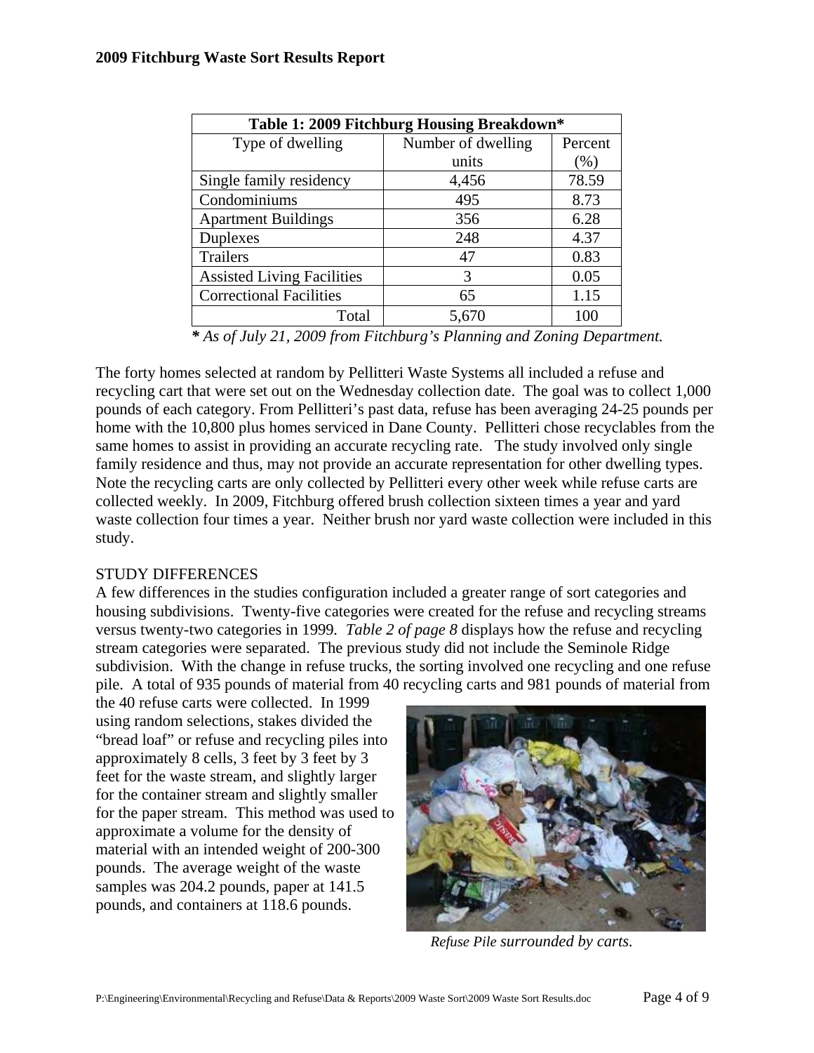| Table 1: 2009 Fitchburg Housing Breakdown* | | |
|---|---|---|
| Type of dwelling | Number of dwelling units | Percent (%) |
| Single family residency | 4,456 | 78.59 |
| Condominiums | 495 | 8.73 |
| Apartment Buildings | 356 | 6.28 |
| Duplexes | 248 | 4.37 |
| Trailers | 47 | 0.83 |
| Assisted Living Facilities | 3 | 0.05 |
| Correctional Facilities | 65 | 1.15 |
| Total | 5,670 | 100 |

*\* As of July 21, 2009 from Fitchburg's Planning and Zoning Department.*

The forty homes selected at random by Pellitteri Waste Systems all included a refuse and recycling cart that were set out on the Wednesday collection date. The goal was to collect 1,000 pounds of each category. From Pellitteri's past data, refuse has been averaging 24-25 pounds per home with the 10,800 plus homes serviced in Dane County. Pellitteri chose recyclables from the same homes to assist in providing an accurate recycling rate. The study involved only single family residence and thus, may not provide an accurate representation for other dwelling types. Note the recycling carts are only collected by Pellitteri every other week while refuse carts are collected weekly. In 2009, Fitchburg offered brush collection sixteen times a year and yard waste collection four times a year. Neither brush nor yard waste collection were included in this study.

## STUDY DIFFERENCES

A few differences in the studies configuration included a greater range of sort categories and housing subdivisions. Twenty-five categories were created for the refuse and recycling streams versus twenty-two categories in 1999. *Table 2 of page 8* displays how the refuse and recycling stream categories were separated. The previous study did not include the Seminole Ridge subdivision. With the change in refuse trucks, the sorting involved one recycling and one refuse pile. A total of 935 pounds of material from 40 recycling carts and 981 pounds of material from the 40 refuse carts were collected. In 1999 using random selections, stakes divided the "bread loaf" or refuse and recycling piles into approximately 8 cells, 3 feet by 3 feet by 3 feet for the waste stream, and slightly larger for the container stream and slightly smaller for the paper stream. This method was used to approximate a volume for the density of material with an intended weight of 200-300 pounds. The average weight of the waste samples was 204.2 pounds, paper at 141.5 pounds, and containers at 118.6 pounds.

*Refuse Pile surrounded by carts.*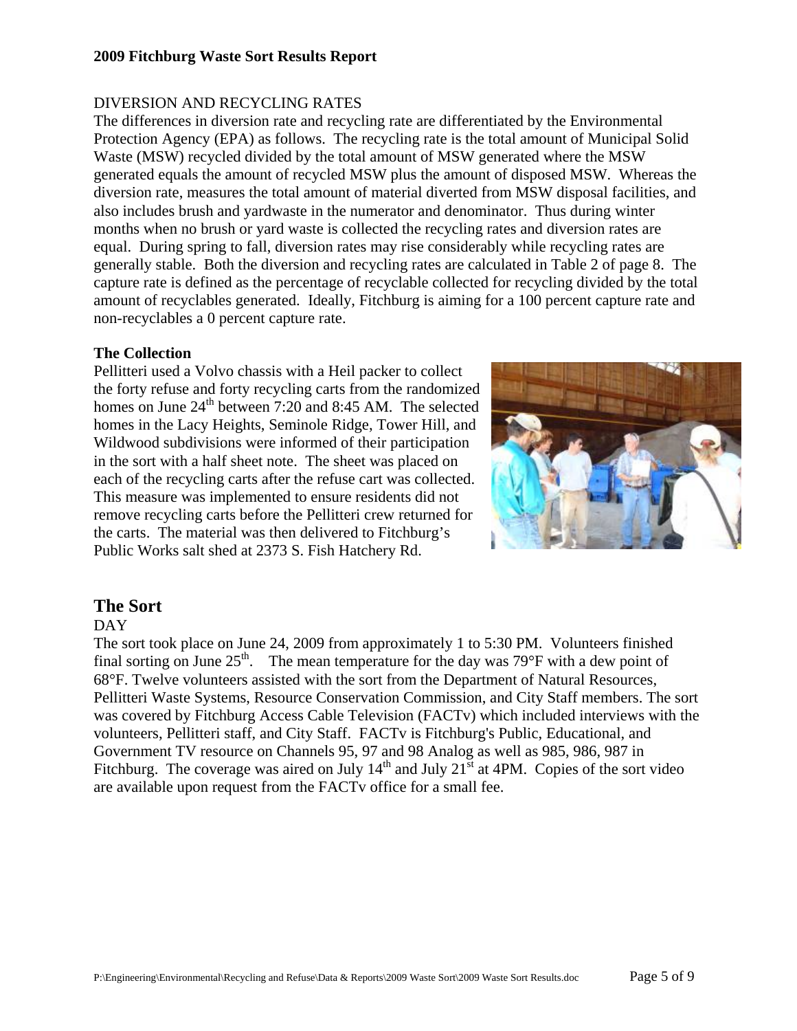DIVERSION AND RECYCLING RATES

The differences in diversion rate and recycling rate are differentiated by the Environmental Protection Agency (EPA) as follows. The recycling rate is the total amount of Municipal Solid Waste (MSW) recycled divided by the total amount of MSW generated where the MSW generated equals the amount of recycled MSW plus the amount of disposed MSW. Whereas the diversion rate, measures the total amount of material diverted from MSW disposal facilities, and also includes brush and yardwaste in the numerator and denominator. Thus during winter months when no brush or yard waste is collected the recycling rates and diversion rates are equal. During spring to fall, diversion rates may rise considerably while recycling rates are generally stable. Both the diversion and recycling rates are calculated in Table 2 of page 8. The capture rate is defined as the percentage of recyclable collected for recycling divided by the total amount of recyclables generated. Ideally, Fitchburg is aiming for a 100 percent capture rate and non-recyclables a 0 percent capture rate.

**The Collection**

Pellitteri used a Volvo chassis with a Heil packer to collect the forty refuse and forty recycling carts from the randomized homes on June 24th between 7:20 and 8:45 AM. The selected homes in the Lacy Heights, Seminole Ridge, Tower Hill, and Wildwood subdivisions were informed of their participation in the sort with a half sheet note. The sheet was placed on each of the recycling carts after the refuse cart was collected. This measure was implemented to ensure residents did not remove recycling carts before the Pellitteri crew returned for the carts. The material was then delivered to Fitchburg's Public Works salt shed at 2373 S. Fish Hatchery Rd.

## The Sort

DAY

The sort took place on June 24, 2009 from approximately 1 to 5:30 PM. Volunteers finished final sorting on June 25th. The mean temperature for the day was 79°F with a dew point of 68°F. Twelve volunteers assisted with the sort from the Department of Natural Resources, Pellitteri Waste Systems, Resource Conservation Commission, and City Staff members. The sort was covered by Fitchburg Access Cable Television (FACTv) which included interviews with the volunteers, Pellitteri staff, and City Staff. FACTv is Fitchburg's Public, Educational, and Government TV resource on Channels 95, 97 and 98 Analog as well as 985, 986, 987 in Fitchburg. The coverage was aired on July 14th and July 21st at 4PM. Copies of the sort video are available upon request from the FACTv office for a small fee.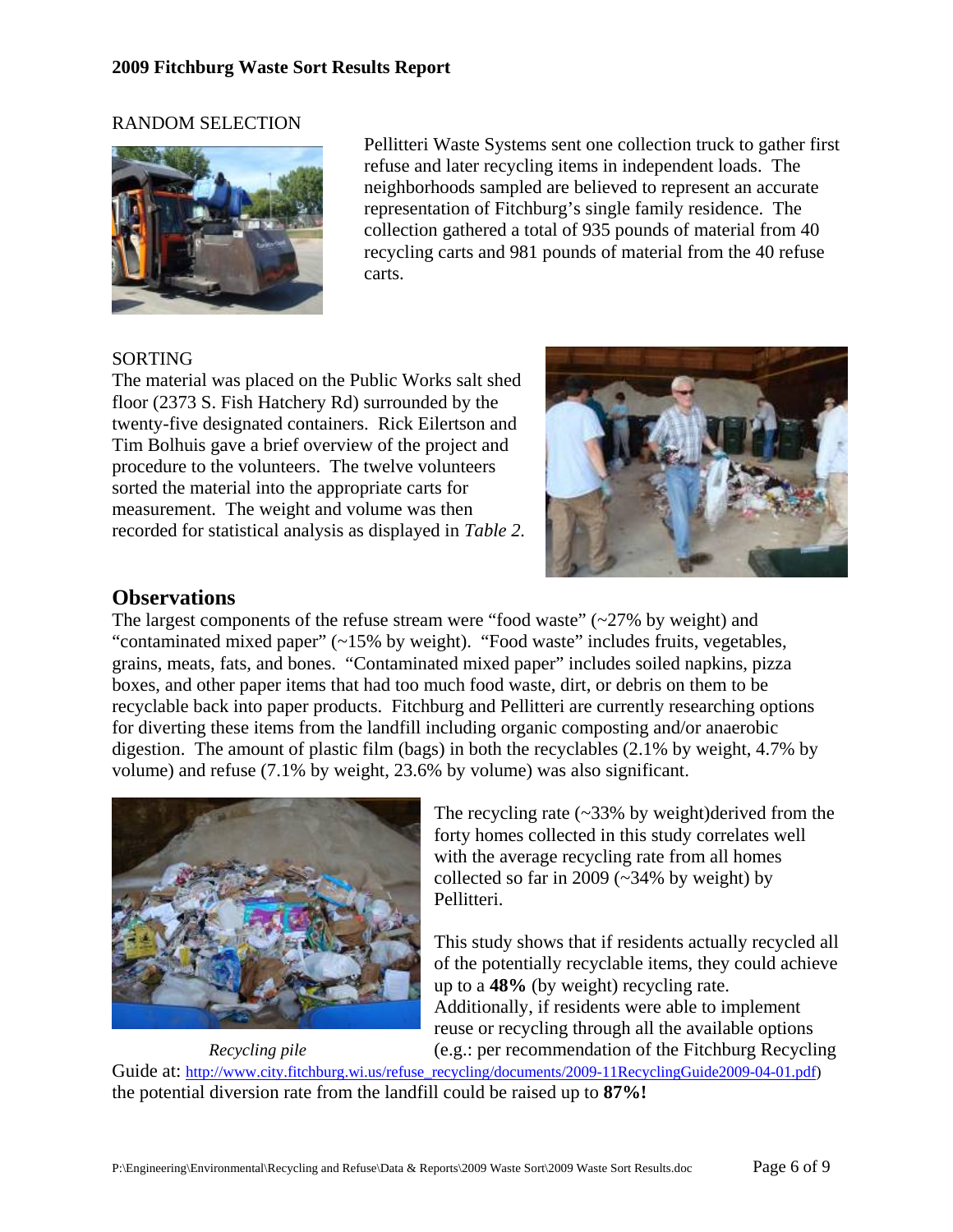RANDOM SELECTION

Pellitteri Waste Systems sent one collection truck to gather first refuse and later recycling items in independent loads. The neighborhoods sampled are believed to represent an accurate representation of Fitchburg's single family residence. The collection gathered a total of 935 pounds of material from 40 recycling carts and 981 pounds of material from the 40 refuse carts.

SORTING

The material was placed on the Public Works salt shed floor (2373 S. Fish Hatchery Rd) surrounded by the twenty-five designated containers. Rick Eilertson and Tim Bolhuis gave a brief overview of the project and procedure to the volunteers. The twelve volunteers sorted the material into the appropriate carts for measurement. The weight and volume was then recorded for statistical analysis as displayed in *Table 2*.

## Observations

The largest components of the refuse stream were "food waste" (~27% by weight) and "contaminated mixed paper" (~15% by weight). "Food waste" includes fruits, vegetables, grains, meats, fats, and bones. "Contaminated mixed paper" includes soiled napkins, pizza boxes, and other paper items that had too much food waste, dirt, or debris on them to be recyclable back into paper products. Fitchburg and Pellitteri are currently researching options for diverting these items from the landfill including organic composting and/or anaerobic digestion. The amount of plastic film (bags) in both the recyclables (2.1% by weight, 4.7% by volume) and refuse (7.1% by weight, 23.6% by volume) was also significant.

*Recycling pile*

The recycling rate (~33% by weight)derived from the forty homes collected in this study correlates well with the average recycling rate from all homes collected so far in 2009 (~34% by weight) by Pellitteri.

This study shows that if residents actually recycled all of the potentially recyclable items, they could achieve up to a **48%** (by weight) recycling rate. Additionally, if residents were able to implement reuse or recycling through all the available options (e.g.: per recommendation of the Fitchburg Recycling Guide at: http://www.city.fitchburg.wi.us/refuse_recycling/documents/2009-11RecyclingGuide2009-04-01.pdf) the potential diversion rate from the landfill could be raised up to **87%!**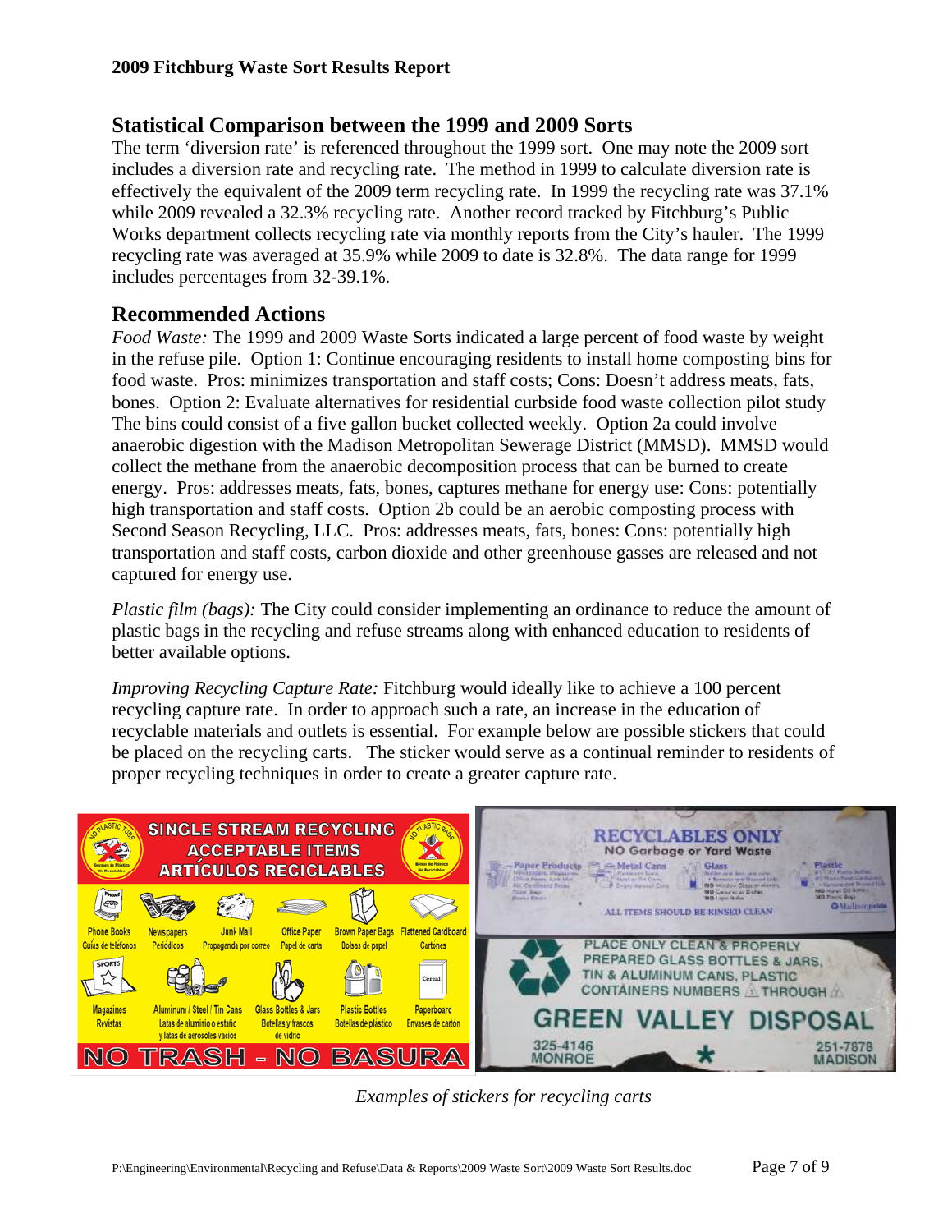## Statistical Comparison between the 1999 and 2009 Sorts

The term 'diversion rate' is referenced throughout the 1999 sort. One may note the 2009 sort includes a diversion rate and recycling rate. The method in 1999 to calculate diversion rate is effectively the equivalent of the 2009 term recycling rate. In 1999 the recycling rate was 37.1% while 2009 revealed a 32.3% recycling rate. Another record tracked by Fitchburg's Public Works department collects recycling rate via monthly reports from the City's hauler. The 1999 recycling rate was averaged at 35.9% while 2009 to date is 32.8%. The data range for 1999 includes percentages from 32-39.1%.

## Recommended Actions

*Food Waste:* The 1999 and 2009 Waste Sorts indicated a large percent of food waste by weight in the refuse pile. Option 1: Continue encouraging residents to install home composting bins for food waste. Pros: minimizes transportation and staff costs; Cons: Doesn't address meats, fats, bones. Option 2: Evaluate alternatives for residential curbside food waste collection pilot study The bins could consist of a five gallon bucket collected weekly. Option 2a could involve anaerobic digestion with the Madison Metropolitan Sewerage District (MMSD). MMSD would collect the methane from the anaerobic decomposition process that can be burned to create energy. Pros: addresses meats, fats, bones, captures methane for energy use: Cons: potentially high transportation and staff costs. Option 2b could be an aerobic composting process with Second Season Recycling, LLC. Pros: addresses meats, fats, bones: Cons: potentially high transportation and staff costs, carbon dioxide and other greenhouse gasses are released and not captured for energy use.

*Plastic film (bags):* The City could consider implementing an ordinance to reduce the amount of plastic bags in the recycling and refuse streams along with enhanced education to residents of better available options.

*Improving Recycling Capture Rate:* Fitchburg would ideally like to achieve a 100 percent recycling capture rate. In order to approach such a rate, an increase in the education of recyclable materials and outlets is essential. For example below are possible stickers that could be placed on the recycling carts. The sticker would serve as a continual reminder to residents of proper recycling techniques in order to create a greater capture rate.

*Examples of stickers for recycling carts*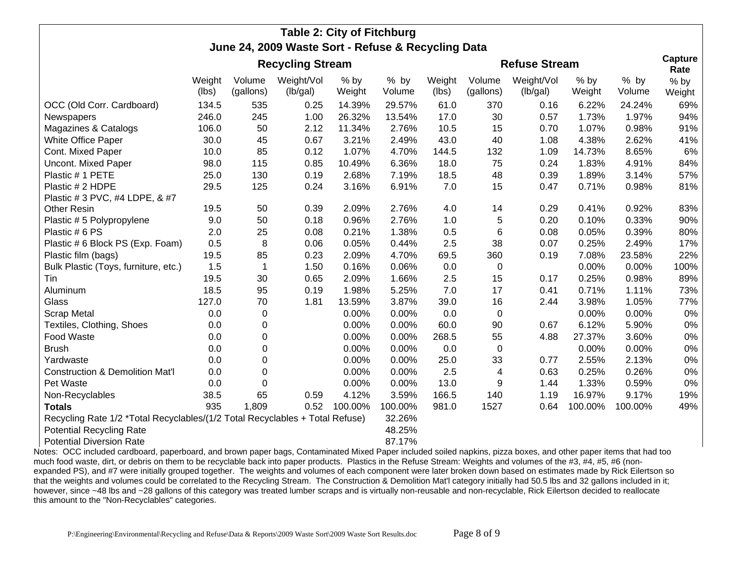## Table 2: City of Fitchburg
## June 24, 2009 Waste Sort - Refuse & Recycling Data

| | Recycling Stream | | | | | Refuse Stream | | | | | Capture Rate |
|---|---|---|---|---|---|---|---|---|---|---|---|
| | Weight (lbs) | Volume (gallons) | Weight/Vol (lb/gal) | % by Weight | % by Volume | Weight (lbs) | Volume (gallons) | Weight/Vol (lb/gal) | % by Weight | % by Volume | % by Weight |
| OCC (Old Corr. Cardboard) | 134.5 | 535 | 0.25 | 14.39% | 29.57% | 61.0 | 370 | 0.16 | 6.22% | 24.24% | 69% |
| Newspapers | 246.0 | 245 | 1.00 | 26.32% | 13.54% | 17.0 | 30 | 0.57 | 1.73% | 1.97% | 94% |
| Magazines & Catalogs | 106.0 | 50 | 2.12 | 11.34% | 2.76% | 10.5 | 15 | 0.70 | 1.07% | 0.98% | 91% |
| White Office Paper | 30.0 | 45 | 0.67 | 3.21% | 2.49% | 43.0 | 40 | 1.08 | 4.38% | 2.62% | 41% |
| Cont. Mixed Paper | 10.0 | 85 | 0.12 | 1.07% | 4.70% | 144.5 | 132 | 1.09 | 14.73% | 8.65% | 6% |
| Uncont. Mixed Paper | 98.0 | 115 | 0.85 | 10.49% | 6.36% | 18.0 | 75 | 0.24 | 1.83% | 4.91% | 84% |
| Plastic # 1 PETE | 25.0 | 130 | 0.19 | 2.68% | 7.19% | 18.5 | 48 | 0.39 | 1.89% | 3.14% | 57% |
| Plastic # 2 HDPE | 29.5 | 125 | 0.24 | 3.16% | 6.91% | 7.0 | 15 | 0.47 | 0.71% | 0.98% | 81% |
| Plastic # 3 PVC, #4 LDPE, & #7 Other Resin | 19.5 | 50 | 0.39 | 2.09% | 2.76% | 4.0 | 14 | 0.29 | 0.41% | 0.92% | 83% |
| Plastic # 5 Polypropylene | 9.0 | 50 | 0.18 | 0.96% | 2.76% | 1.0 | 5 | 0.20 | 0.10% | 0.33% | 90% |
| Plastic # 6 PS | 2.0 | 25 | 0.08 | 0.21% | 1.38% | 0.5 | 6 | 0.08 | 0.05% | 0.39% | 80% |
| Plastic # 6 Block PS (Exp. Foam) | 0.5 | 8 | 0.06 | 0.05% | 0.44% | 2.5 | 38 | 0.07 | 0.25% | 2.49% | 17% |
| Plastic film (bags) | 19.5 | 85 | 0.23 | 2.09% | 4.70% | 69.5 | 360 | 0.19 | 7.08% | 23.58% | 22% |
| Bulk Plastic (Toys, furniture, etc.) | 1.5 | 1 | 1.50 | 0.16% | 0.06% | 0.0 | 0 | | 0.00% | 0.00% | 100% |
| Tin | 19.5 | 30 | 0.65 | 2.09% | 1.66% | 2.5 | 15 | 0.17 | 0.25% | 0.98% | 89% |
| Aluminum | 18.5 | 95 | 0.19 | 1.98% | 5.25% | 7.0 | 17 | 0.41 | 0.71% | 1.11% | 73% |
| Glass | 127.0 | 70 | 1.81 | 13.59% | 3.87% | 39.0 | 16 | 2.44 | 3.98% | 1.05% | 77% |
| Scrap Metal | 0.0 | 0 | | 0.00% | 0.00% | 0.0 | 0 | | 0.00% | 0.00% | 0% |
| Textiles, Clothing, Shoes | 0.0 | 0 | | 0.00% | 0.00% | 60.0 | 90 | 0.67 | 6.12% | 5.90% | 0% |
| Food Waste | 0.0 | 0 | | 0.00% | 0.00% | 268.5 | 55 | 4.88 | 27.37% | 3.60% | 0% |
| Brush | 0.0 | 0 | | 0.00% | 0.00% | 0.0 | 0 | | 0.00% | 0.00% | 0% |
| Yardwaste | 0.0 | 0 | | 0.00% | 0.00% | 25.0 | 33 | 0.77 | 2.55% | 2.13% | 0% |
| Construction & Demolition Mat'l | 0.0 | 0 | | 0.00% | 0.00% | 2.5 | 4 | 0.63 | 0.25% | 0.26% | 0% |
| Pet Waste | 0.0 | 0 | | 0.00% | 0.00% | 13.0 | 9 | 1.44 | 1.33% | 0.59% | 0% |
| Non-Recyclables | 38.5 | 65 | 0.59 | 4.12% | 3.59% | 166.5 | 140 | 1.19 | 16.97% | 9.17% | 19% |
| **Totals** | 935 | 1,809 | 0.52 | 100.00% | 100.00% | 981.0 | 1527 | 0.64 | 100.00% | 100.00% | 49% |
| Recycling Rate 1/2 *Total Recyclables/(1/2 Total Recyclables + Total Refuse) | | | | | 32.26% | | | | | | |
| Potential Recycling Rate | | | | | 48.25% | | | | | | |
| Potential Diversion Rate | | | | | 87.17% | | | | | | |

Notes: OCC included cardboard, paperboard, and brown paper bags, Contaminated Mixed Paper included soiled napkins, pizza boxes, and other paper items that had too much food waste, dirt, or debris on them to be recyclable back into paper products. Plastics in the Refuse Stream: Weights and volumes of the #3, #4, #5, #6 (non-expanded PS), and #7 were initially grouped together. The weights and volumes of each component were later broken down based on estimates made by Rick Eilertson so that the weights and volumes could be correlated to the Recycling Stream. The Construction & Demolition Mat'l category initially had 50.5 lbs and 32 gallons included in it; however, since ~48 lbs and ~28 gallons of this category was treated lumber scraps and is virtually non-reusable and non-recyclable, Rick Eilertson decided to reallocate this amount to the "Non-Recyclables" categories.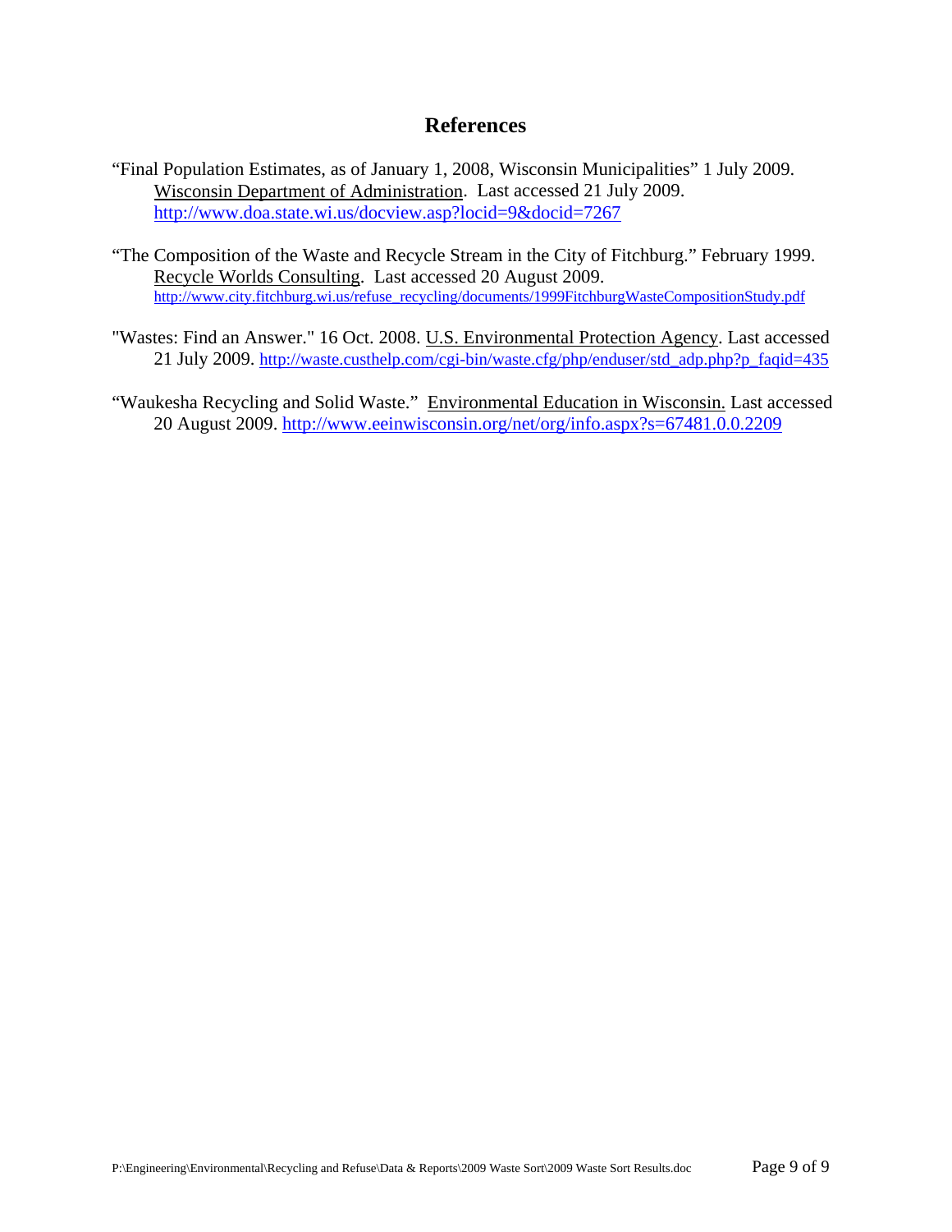# References

"Final Population Estimates, as of January 1, 2008, Wisconsin Municipalities" 1 July 2009. Wisconsin Department of Administration. Last accessed 21 July 2009. http://www.doa.state.wi.us/docview.asp?locid=9&docid=7267

"The Composition of the Waste and Recycle Stream in the City of Fitchburg." February 1999. Recycle Worlds Consulting. Last accessed 20 August 2009. http://www.city.fitchburg.wi.us/refuse_recycling/documents/1999FitchburgWasteCompositionStudy.pdf

"Wastes: Find an Answer." 16 Oct. 2008. U.S. Environmental Protection Agency. Last accessed 21 July 2009. http://waste.custhelp.com/cgi-bin/waste.cfg/php/enduser/std_adp.php?p_faqid=435

"Waukesha Recycling and Solid Waste." Environmental Education in Wisconsin. Last accessed 20 August 2009. http://www.eeinwisconsin.org/net/org/info.aspx?s=67481.0.0.2209